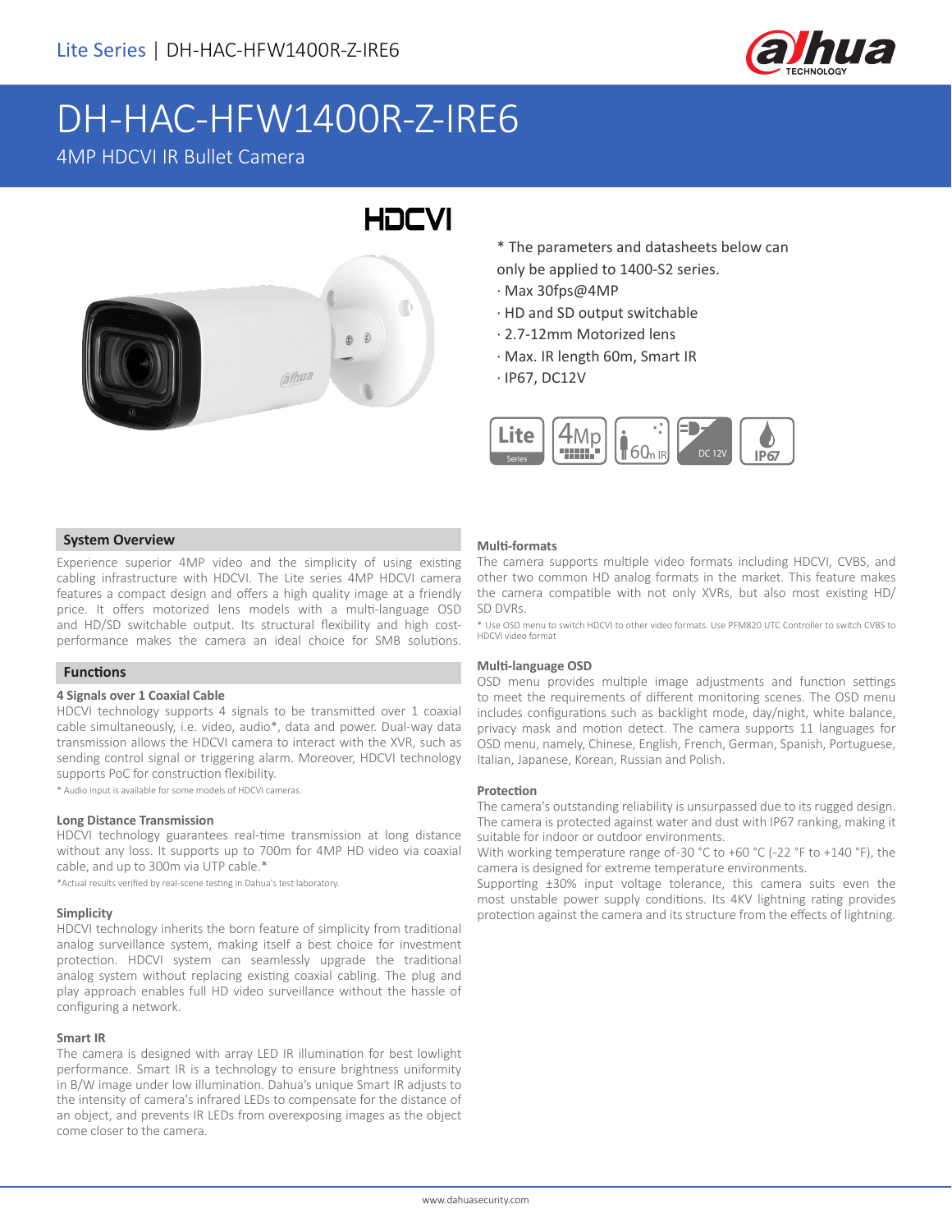# DH-HAC-HFW1400R-Z-IRE6

4MP HDCVI IR Bullet Camera

\* The parameters and datasheets below can only be applied to 1400-S2 series.

- Max 30fps@4MP
- HD and SD output switchable
- 2.7-12mm Motorized lens
- Max. IR length 60m, Smart IR
- IP67, DC12V

## System Overview

Experience superior 4MP video and the simplicity of using existing cabling infrastructure with HDCVI. The Lite series 4MP HDCVI camera features a compact design and offers a high quality image at a friendly price. It offers motorized lens models with a multi-language OSD and HD/SD switchable output. Its structural flexibility and high cost-performance makes the camera an ideal choice for SMB solutions.

## Functions

### 4 Signals over 1 Coaxial Cable

HDCVI technology supports 4 signals to be transmitted over 1 coaxial cable simultaneously, i.e. video, audio*, data and power. Dual-way data transmission allows the HDCVI camera to interact with the XVR, such as sending control signal or triggering alarm. Moreover, HDCVI technology supports PoC for construction flexibility.

\* Audio input is available for some models of HDCVI cameras.

### Long Distance Transmission

HDCVI technology guarantees real-time transmission at long distance without any loss. It supports up to 700m for 4MP HD video via coaxial cable, and up to 300m via UTP cable.*

*Actual results verified by real-scene testing in Dahua's test laboratory.

### Simplicity

HDCVI technology inherits the born feature of simplicity from traditional analog surveillance system, making itself a best choice for investment protection. HDCVI system can seamlessly upgrade the traditional analog system without replacing existing coaxial cabling. The plug and play approach enables full HD video surveillance without the hassle of configuring a network.

### Smart IR

The camera is designed with array LED IR illumination for best lowlight performance. Smart IR is a technology to ensure brightness uniformity in B/W image under low illumination. Dahua's unique Smart IR adjusts to the intensity of camera's infrared LEDs to compensate for the distance of an object, and prevents IR LEDs from overexposing images as the object come closer to the camera.

### Multi-formats

The camera supports multiple video formats including HDCVI, CVBS, and other two common HD analog formats in the market. This feature makes the camera compatible with not only XVRs, but also most existing HD/SD DVRs.

\* Use OSD menu to switch HDCVI to other video formats. Use PFM820 UTC Controller to switch CVBS to HDCVI video format

### Multi-language OSD

OSD menu provides multiple image adjustments and function settings to meet the requirements of different monitoring scenes. The OSD menu includes configurations such as backlight mode, day/night, white balance, privacy mask and motion detect. The camera supports 11 languages for OSD menu, namely, Chinese, English, French, German, Spanish, Portuguese, Italian, Japanese, Korean, Russian and Polish.

### Protection

The camera's outstanding reliability is unsurpassed due to its rugged design. The camera is protected against water and dust with IP67 ranking, making it suitable for indoor or outdoor environments.

With working temperature range of-30 °C to +60 °C (-22 °F to +140 °F), the camera is designed for extreme temperature environments.

Supporting ±30% input voltage tolerance, this camera suits even the most unstable power supply conditions. Its 4KV lightning rating provides protection against the camera and its structure from the effects of lightning.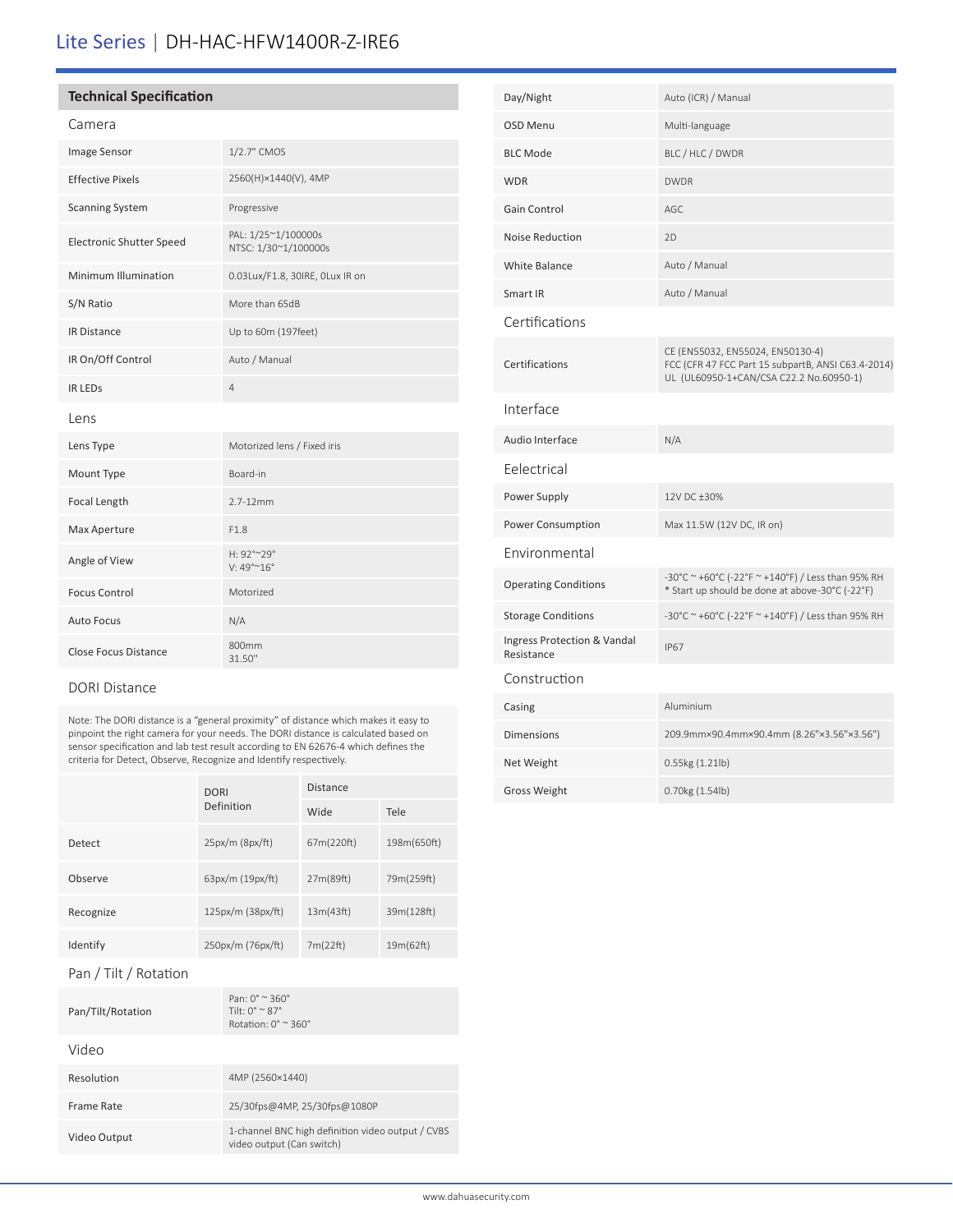# Lite Series | DH-HAC-HFW1400R-Z-IRE6

## Technical Specification

### Camera

| | |
|---|---|
| Image Sensor | 1/2.7" CMOS |
| Effective Pixels | 2560(H)×1440(V), 4MP |
| Scanning System | Progressive |
| Electronic Shutter Speed | PAL: 1/25~1/100000s<br>NTSC: 1/30~1/100000s |
| Minimum Illumination | 0.03Lux/F1.8, 30IRE, 0Lux IR on |
| S/N Ratio | More than 65dB |
| IR Distance | Up to 60m (197feet) |
| IR On/Off Control | Auto / Manual |
| IR LEDs | 4 |

### Lens

| | |
|---|---|
| Lens Type | Motorized lens / Fixed iris |
| Mount Type | Board-in |
| Focal Length | 2.7-12mm |
| Max Aperture | F1.8 |
| Angle of View | H: 92°~29°<br>V: 49°~16° |
| Focus Control | Motorized |
| Auto Focus | N/A |
| Close Focus Distance | 800mm<br>31.50" |

### DORI Distance

Note: The DORI distance is a "general proximity" of distance which makes it easy to pinpoint the right camera for your needs. The DORI distance is calculated based on sensor specification and lab test result according to EN 62676-4 which defines the criteria for Detect, Observe, Recognize and Identify respectively.

| | DORI Definition | Distance | |
|---|---|---|---|
| | | Wide | Tele |
| Detect | 25px/m (8px/ft) | 67m(220ft) | 198m(650ft) |
| Observe | 63px/m (19px/ft) | 27m(89ft) | 79m(259ft) |
| Recognize | 125px/m (38px/ft) | 13m(43ft) | 39m(128ft) |
| Identify | 250px/m (76px/ft) | 7m(22ft) | 19m(62ft) |

### Pan / Tilt / Rotation

| | |
|---|---|
| Pan/Tilt/Rotation | Pan: 0° ~ 360°<br>Tilt: 0° ~ 87°<br>Rotation: 0° ~ 360° |

### Video

| | |
|---|---|
| Resolution | 4MP (2560×1440) |
| Frame Rate | 25/30fps@4MP, 25/30fps@1080P |
| Video Output | 1-channel BNC high definition video output / CVBS video output (Can switch) |
| Day/Night | Auto (ICR) / Manual |
| OSD Menu | Multi-language |
| BLC Mode | BLC / HLC / DWDR |
| WDR | DWDR |
| Gain Control | AGC |
| Noise Reduction | 2D |
| White Balance | Auto / Manual |
| Smart IR | Auto / Manual |

### Certifications

| | |
|---|---|
| Certifications | CE (EN55032, EN55024, EN50130-4)<br>FCC (CFR 47 FCC Part 15 subpartB, ANSI C63.4-2014)<br>UL (UL60950-1+CAN/CSA C22.2 No.60950-1) |

### Interface

| | |
|---|---|
| Audio Interface | N/A |

### Eelectrical

| | |
|---|---|
| Power Supply | 12V DC ±30% |
| Power Consumption | Max 11.5W (12V DC, IR on) |

### Environmental

| | |
|---|---|
| Operating Conditions | -30°C ~ +60°C (-22°F ~ +140°F) / Less than 95% RH<br>* Start up should be done at above-30°C (-22°F) |
| Storage Conditions | -30°C ~ +60°C (-22°F ~ +140°F) / Less than 95% RH |
| Ingress Protection & Vandal Resistance | IP67 |

### Construction

| | |
|---|---|
| Casing | Aluminium |
| Dimensions | 209.9mm×90.4mm×90.4mm (8.26"×3.56"×3.56") |
| Net Weight | 0.55kg (1.21lb) |
| Gross Weight | 0.70kg (1.54lb) |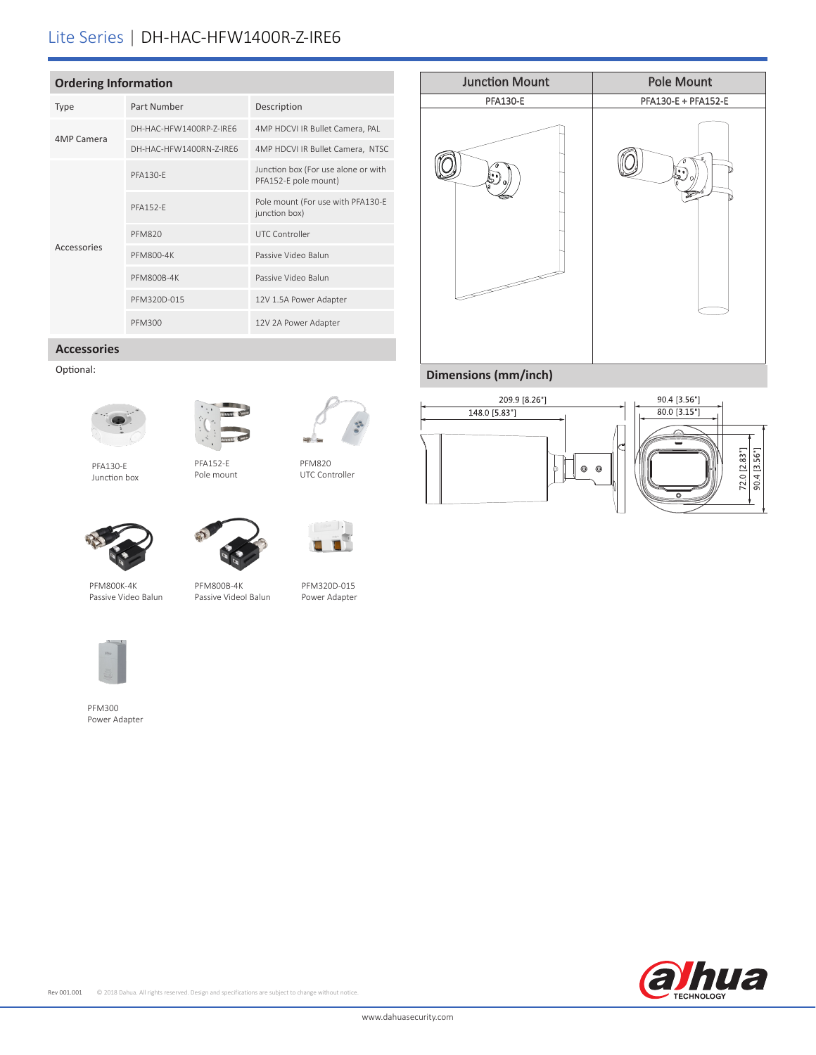## Ordering Information

| Type | Part Number | Description |
|---|---|---|
| 4MP Camera | DH-HAC-HFW1400RP-Z-IRE6 | 4MP HDCVI IR Bullet Camera, PAL |
| | DH-HAC-HFW1400RN-Z-IRE6 | 4MP HDCVI IR Bullet Camera, NTSC |
| Accessories | PFA130-E | Junction box (For use alone or with PFA152-E pole mount) |
| | PFA152-E | Pole mount (For use with PFA130-E junction box) |
| | PFM820 | UTC Controller |
| | PFM800-4K | Passive Video Balun |
| | PFM800B-4K | Passive Video Balun |
| | PFM320D-015 | 12V 1.5A Power Adapter |
| | PFM300 | 12V 2A Power Adapter |

## Accessories

Optional:

PFA130-E
Junction box

PFA152-E
Pole mount

PFM820
UTC Controller

PFM800K-4K
Passive Video Balun

PFM800B-4K
Passive Videol Balun

PFM320D-015
Power Adapter

PFM300
Power Adapter

| Junction Mount | Pole Mount |
|---|---|
| PFA130-E | PFA130-E + PFA152-E |

## Dimensions (mm/inch)

209.9 [8.26"]
148.0 [5.83"]
90.4 [3.56"]
80.0 [3.15"]
72.0 [2.83"]
90.4 [3.56"]

Rev 001.001 © 2018 Dahua. All rights reserved. Design and specifications are subject to change without notice.

www.dahuasecurity.com